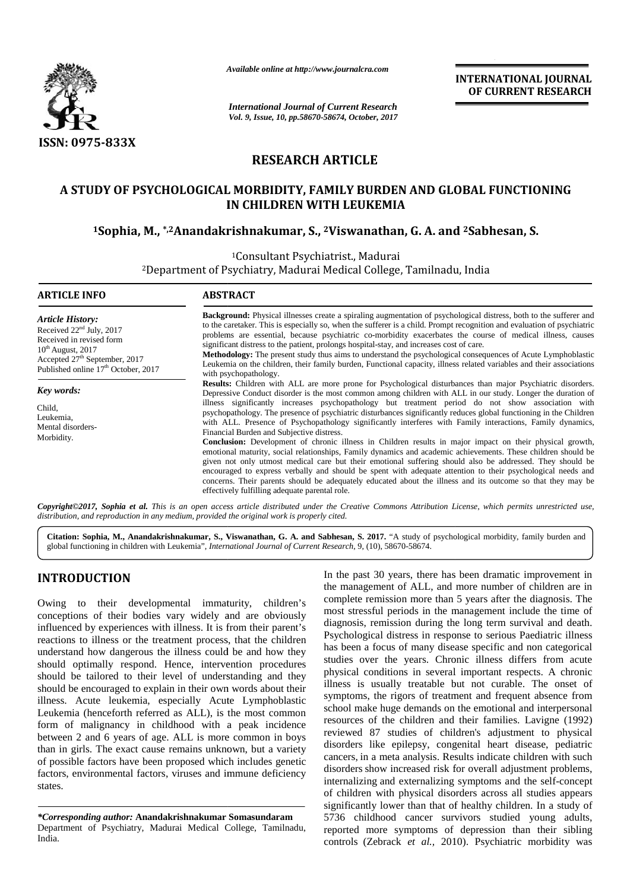# RESEARCH ARTICLE

# A STUDY OF PSYCHOLOGICAL MORBIDITY, FAMILY BURDEN AND GLOBAL FUNCTIONING IN CHILDREN WITH LEUKEMIA

**[1]Sophia, M., *,[2]Anandakrishnakumar, S., [2]Viswanathan, G. A. and [2]Sabhesan, S.**

[1]Consultant Psychiatrist., Madurai

[2]Department of Psychiatry, Madurai Medical College, Tamilnadu, India

## ARTICLE INFO

***Article History:***

Received 22[nd] July, 2017
Received in revised form
10[th] August, 2017
Accepted 27[th] September, 2017
Published online 17[th] October, 2017

***Key words:***

Child,
Leukemia,
Mental disorders-
Morbidity.

## ABSTRACT

**Background:** Physical illnesses create a spiraling augmentation of psychological distress, both to the sufferer and to the caretaker. This is especially so, when the sufferer is a child. Prompt recognition and evaluation of psychiatric problems are essential, because psychiatric co-morbidity exacerbates the course of medical illness, causes significant distress to the patient, prolongs hospital-stay, and increases cost of care.

**Methodology:** The present study thus aims to understand the psychological consequences of Acute Lymphoblastic Leukemia on the children, their family burden, Functional capacity, illness related variables and their associations with psychopathology.

**Results:** Children with ALL are more prone for Psychological disturbances than major Psychiatric disorders. Depressive Conduct disorder is the most common among children with ALL in our study. Longer the duration of illness significantly increases psychopathology but treatment period do not show association with psychopathology. The presence of psychiatric disturbances significantly reduces global functioning in the Children with ALL. Presence of Psychopathology significantly interferes with Family interactions, Family dynamics, Financial Burden and Subjective distress.

**Conclusion:** Development of chronic illness in Children results in major impact on their physical growth, emotional maturity, social relationships, Family dynamics and academic achievements. These children should be given not only utmost medical care but their emotional suffering should also be addressed. They should be encouraged to express verbally and should be spent with adequate attention to their psychological needs and concerns. Their parents should be adequately educated about the illness and its outcome so that they may be effectively fulfilling adequate parental role.

***Copyright©2017, Sophia et al.*** *This is an open access article distributed under the Creative Commons Attribution License, which permits unrestricted use, distribution, and reproduction in any medium, provided the original work is properly cited.*

**Citation: Sophia, M., Anandakrishnakumar, S., Viswanathan, G. A. and Sabhesan, S. 2017.** "A study of psychological morbidity, family burden and global functioning in children with Leukemia", *International Journal of Current Research*, 9, (10), 58670-58674.

## INTRODUCTION

Owing to their developmental immaturity, children's conceptions of their bodies vary widely and are obviously influenced by experiences with illness. It is from their parent's reactions to illness or the treatment process, that the children understand how dangerous the illness could be and how they should optimally respond. Hence, intervention procedures should be tailored to their level of understanding and they should be encouraged to explain in their own words about their illness. Acute leukemia, especially Acute Lymphoblastic Leukemia (henceforth referred as ALL), is the most common form of malignancy in childhood with a peak incidence between 2 and 6 years of age. ALL is more common in boys than in girls. The exact cause remains unknown, but a variety of possible factors have been proposed which includes genetic factors, environmental factors, viruses and immune deficiency states.

In the past 30 years, there has been dramatic improvement in the management of ALL, and more number of children are in complete remission more than 5 years after the diagnosis. The most stressful periods in the management include the time of diagnosis, remission during the long term survival and death. Psychological distress in response to serious Paediatric illness has been a focus of many disease specific and non categorical studies over the years. Chronic illness differs from acute physical conditions in several important respects. A chronic illness is usually treatable but not curable. The onset of symptoms, the rigors of treatment and frequent absence from school make huge demands on the emotional and interpersonal resources of the children and their families. Lavigne (1992) reviewed 87 studies of children's adjustment to physical disorders like epilepsy, congenital heart disease, pediatric cancers, in a meta analysis. Results indicate children with such disorders show increased risk for overall adjustment problems, internalizing and externalizing symptoms and the self-concept of children with physical disorders across all studies appears significantly lower than that of healthy children. In a study of 5736 childhood cancer survivors studied young adults, reported more symptoms of depression than their sibling controls (Zebrack *et al.,* 2010). Psychiatric morbidity was

***Corresponding author:*** **Anandakrishnakumar Somasundaram**
Department of Psychiatry, Madurai Medical College, Tamilnadu, India.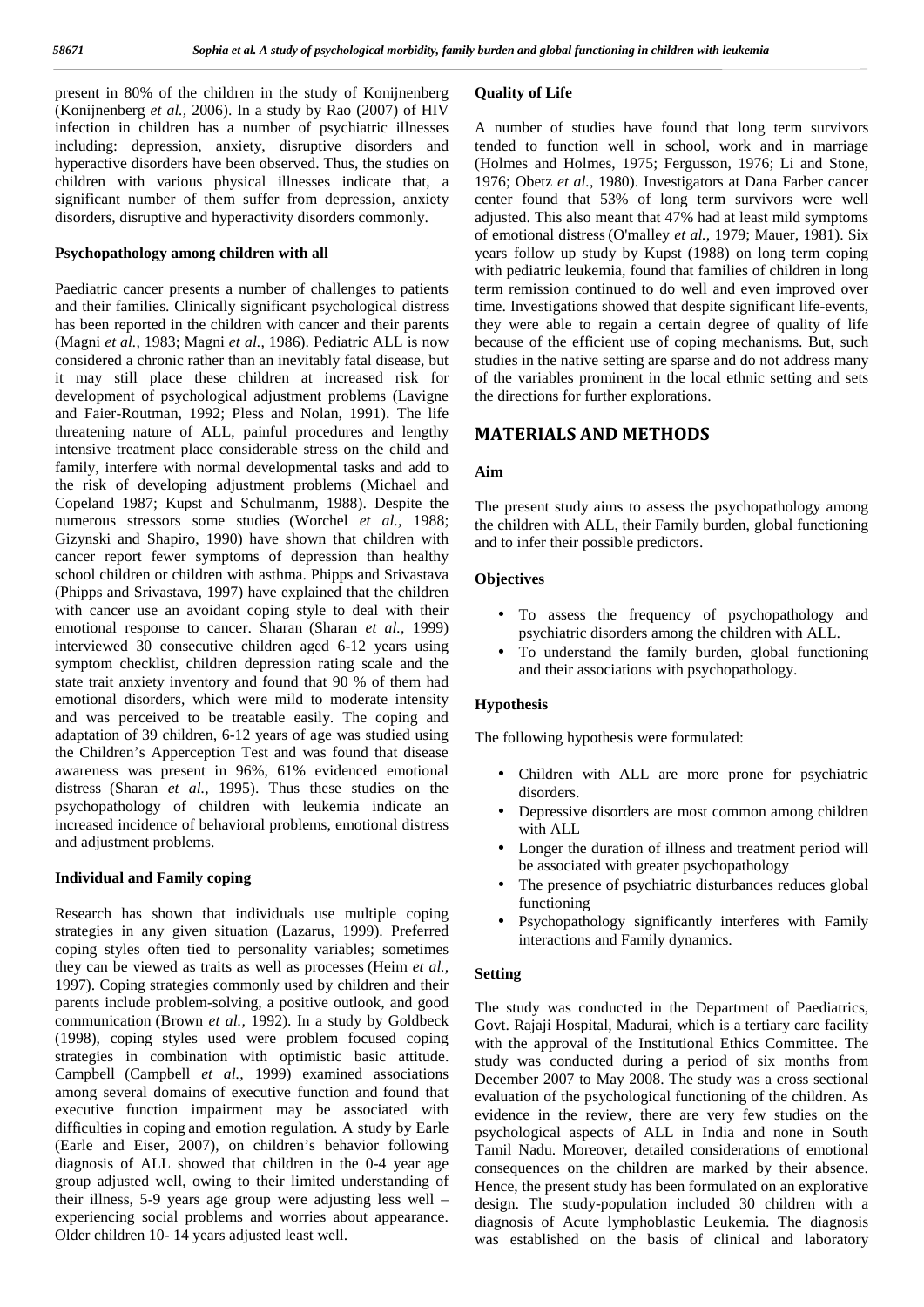present in 80% of the children in the study of Konijnenberg (Konijnenberg *et al.,* 2006). In a study by Rao (2007) of HIV infection in children has a number of psychiatric illnesses including: depression, anxiety, disruptive disorders and hyperactive disorders have been observed. Thus, the studies on children with various physical illnesses indicate that, a significant number of them suffer from depression, anxiety disorders, disruptive and hyperactivity disorders commonly.

### Psychopathology among children with all

Paediatric cancer presents a number of challenges to patients and their families. Clinically significant psychological distress has been reported in the children with cancer and their parents (Magni *et al.,* 1983; Magni *et al.,* 1986). Pediatric ALL is now considered a chronic rather than an inevitably fatal disease, but it may still place these children at increased risk for development of psychological adjustment problems (Lavigne and Faier-Routman, 1992; Pless and Nolan, 1991). The life threatening nature of ALL, painful procedures and lengthy intensive treatment place considerable stress on the child and family, interfere with normal developmental tasks and add to the risk of developing adjustment problems (Michael and Copeland 1987; Kupst and Schulmanm, 1988). Despite the numerous stressors some studies (Worchel *et al.,* 1988; Gizynski and Shapiro, 1990) have shown that children with cancer report fewer symptoms of depression than healthy school children or children with asthma. Phipps and Srivastava (Phipps and Srivastava, 1997) have explained that the children with cancer use an avoidant coping style to deal with their emotional response to cancer. Sharan (Sharan *et al.,* 1999) interviewed 30 consecutive children aged 6-12 years using symptom checklist, children depression rating scale and the state trait anxiety inventory and found that 90 % of them had emotional disorders, which were mild to moderate intensity and was perceived to be treatable easily. The coping and adaptation of 39 children, 6-12 years of age was studied using the Children's Apperception Test and was found that disease awareness was present in 96%, 61% evidenced emotional distress (Sharan *et al.,* 1995). Thus these studies on the psychopathology of children with leukemia indicate an increased incidence of behavioral problems, emotional distress and adjustment problems.

### Individual and Family coping

Research has shown that individuals use multiple coping strategies in any given situation (Lazarus, 1999). Preferred coping styles often tied to personality variables; sometimes they can be viewed as traits as well as processes (Heim *et al.,* 1997). Coping strategies commonly used by children and their parents include problem-solving, a positive outlook, and good communication (Brown *et al.,* 1992). In a study by Goldbeck (1998), coping styles used were problem focused coping strategies in combination with optimistic basic attitude. Campbell (Campbell *et al.,* 1999) examined associations among several domains of executive function and found that executive function impairment may be associated with difficulties in coping and emotion regulation. A study by Earle (Earle and Eiser, 2007), on children's behavior following diagnosis of ALL showed that children in the 0-4 year age group adjusted well, owing to their limited understanding of their illness, 5-9 years age group were adjusting less well – experiencing social problems and worries about appearance. Older children 10- 14 years adjusted least well.

### Quality of Life

A number of studies have found that long term survivors tended to function well in school, work and in marriage (Holmes and Holmes, 1975; Fergusson, 1976; Li and Stone, 1976; Obetz *et al.,* 1980). Investigators at Dana Farber cancer center found that 53% of long term survivors were well adjusted. This also meant that 47% had at least mild symptoms of emotional distress (O'malley *et al.,* 1979; Mauer, 1981). Six years follow up study by Kupst (1988) on long term coping with pediatric leukemia, found that families of children in long term remission continued to do well and even improved over time. Investigations showed that despite significant life-events, they were able to regain a certain degree of quality of life because of the efficient use of coping mechanisms. But, such studies in the native setting are sparse and do not address many of the variables prominent in the local ethnic setting and sets the directions for further explorations.

## MATERIALS AND METHODS

### Aim

The present study aims to assess the psychopathology among the children with ALL, their Family burden, global functioning and to infer their possible predictors.

### Objectives

- To assess the frequency of psychopathology and psychiatric disorders among the children with ALL.
- To understand the family burden, global functioning and their associations with psychopathology.

### Hypothesis

The following hypothesis were formulated:

- Children with ALL are more prone for psychiatric disorders.
- Depressive disorders are most common among children with ALL
- Longer the duration of illness and treatment period will be associated with greater psychopathology
- The presence of psychiatric disturbances reduces global functioning
- Psychopathology significantly interferes with Family interactions and Family dynamics.

### Setting

The study was conducted in the Department of Paediatrics, Govt. Rajaji Hospital, Madurai, which is a tertiary care facility with the approval of the Institutional Ethics Committee. The study was conducted during a period of six months from December 2007 to May 2008. The study was a cross sectional evaluation of the psychological functioning of the children. As evidence in the review, there are very few studies on the psychological aspects of ALL in India and none in South Tamil Nadu. Moreover, detailed considerations of emotional consequences on the children are marked by their absence. Hence, the present study has been formulated on an explorative design. The study-population included 30 children with a diagnosis of Acute lymphoblastic Leukemia. The diagnosis was established on the basis of clinical and laboratory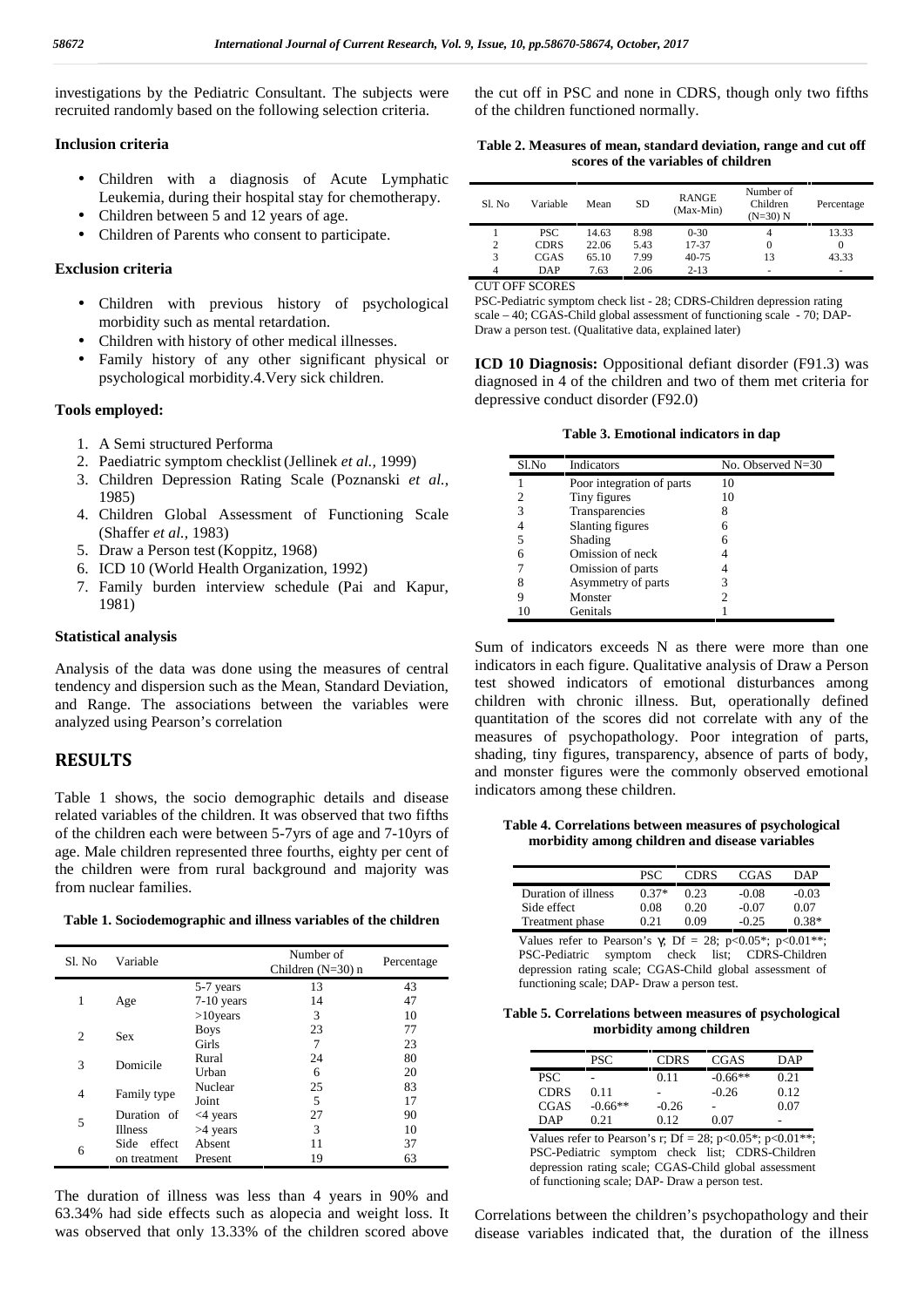investigations by the Pediatric Consultant. The subjects were recruited randomly based on the following selection criteria.

### Inclusion criteria

- Children with a diagnosis of Acute Lymphatic Leukemia, during their hospital stay for chemotherapy.
- Children between 5 and 12 years of age.
- Children of Parents who consent to participate.

### Exclusion criteria

- Children with previous history of psychological morbidity such as mental retardation.
- Children with history of other medical illnesses.
- Family history of any other significant physical or psychological morbidity.4.Very sick children.

### Tools employed:

1. A Semi structured Performa
2. Paediatric symptom checklist (Jellinek *et al.,* 1999)
3. Children Depression Rating Scale (Poznanski *et al.,* 1985)
4. Children Global Assessment of Functioning Scale (Shaffer *et al.,* 1983)
5. Draw a Person test (Koppitz, 1968)
6. ICD 10 (World Health Organization, 1992)
7. Family burden interview schedule (Pai and Kapur, 1981)

### Statistical analysis

Analysis of the data was done using the measures of central tendency and dispersion such as the Mean, Standard Deviation, and Range. The associations between the variables were analyzed using Pearson's correlation

## RESULTS

Table 1 shows, the socio demographic details and disease related variables of the children. It was observed that two fifths of the children each were between 5-7yrs of age and 7-10yrs of age. Male children represented three fourths, eighty per cent of the children were from rural background and majority was from nuclear families.

**Table 1. Sociodemographic and illness variables of the children**

| Sl. No | Variable | | Number of Children (N=30) n | Percentage |
|---|---|---|---|---|
| 1 | Age | 5-7 years | 13 | 43 |
| | | 7-10 years | 14 | 47 |
| | | >10years | 3 | 10 |
| 2 | Sex | Boys | 23 | 77 |
| | | Girls | 7 | 23 |
| 3 | Domicile | Rural | 24 | 80 |
| | | Urban | 6 | 20 |
| 4 | Family type | Nuclear | 25 | 83 |
| | | Joint | 5 | 17 |
| 5 | Duration of Illness | <4 years | 27 | 90 |
| | | >4 years | 3 | 10 |
| 6 | Side effect on treatment | Absent | 11 | 37 |
| | | Present | 19 | 63 |

The duration of illness was less than 4 years in 90% and 63.34% had side effects such as alopecia and weight loss. It was observed that only 13.33% of the children scored above the cut off in PSC and none in CDRS, though only two fifths of the children functioned normally.

**Table 2. Measures of mean, standard deviation, range and cut off scores of the variables of children**

| Sl. No | Variable | Mean | SD | RANGE (Max-Min) | Number of Children (N=30) N | Percentage |
|---|---|---|---|---|---|---|
| 1 | PSC | 14.63 | 8.98 | 0-30 | 4 | 13.33 |
| 2 | CDRS | 22.06 | 5.43 | 17-37 | 0 | 0 |
| 3 | CGAS | 65.10 | 7.99 | 40-75 | 13 | 43.33 |
| 4 | DAP | 7.63 | 2.06 | 2-13 | - | - |

CUT OFF SCORES
PSC-Pediatric symptom check list - 28; CDRS-Children depression rating scale – 40; CGAS-Child global assessment of functioning scale - 70; DAP-Draw a person test. (Qualitative data, explained later)

**ICD 10 Diagnosis:** Oppositional defiant disorder (F91.3) was diagnosed in 4 of the children and two of them met criteria for depressive conduct disorder (F92.0)

**Table 3. Emotional indicators in dap**

| Sl.No | Indicators | No. Observed N=30 |
|---|---|---|
| 1 | Poor integration of parts | 10 |
| 2 | Tiny figures | 10 |
| 3 | Transparencies | 8 |
| 4 | Slanting figures | 6 |
| 5 | Shading | 6 |
| 6 | Omission of neck | 4 |
| 7 | Omission of parts | 4 |
| 8 | Asymmetry of parts | 3 |
| 9 | Monster | 2 |
| 10 | Genitals | 1 |

Sum of indicators exceeds N as there were more than one indicators in each figure. Qualitative analysis of Draw a Person test showed indicators of emotional disturbances among children with chronic illness. But, operationally defined quantitation of the scores did not correlate with any of the measures of psychopathology. Poor integration of parts, shading, tiny figures, transparency, absence of parts of body, and monster figures were the commonly observed emotional indicators among these children.

**Table 4. Correlations between measures of psychological morbidity among children and disease variables**

| | PSC | CDRS | CGAS | DAP |
|---|---|---|---|---|
| Duration of illness | 0.37* | 0.23 | -0.08 | -0.03 |
| Side effect | 0.08 | 0.20 | -0.07 | 0.07 |
| Treatment phase | 0.21 | 0.09 | -0.25 | 0.38* |

Values refer to Pearson's $\gamma$; Df = 28; p<0.05*; p<0.01**; PSC-Pediatric symptom check list; CDRS-Children depression rating scale; CGAS-Child global assessment of functioning scale; DAP- Draw a person test.

**Table 5. Correlations between measures of psychological morbidity among children**

| | PSC | CDRS | CGAS | DAP |
|---|---|---|---|---|
| PSC | - | 0.11 | -0.66** | 0.21 |
| CDRS | 0.11 | - | -0.26 | 0.12 |
| CGAS | -0.66** | -0.26 | - | 0.07 |
| DAP | 0.21 | 0.12 | 0.07 | - |

Values refer to Pearson's r; Df = 28; p<0.05*; p<0.01**; PSC-Pediatric symptom check list; CDRS-Children depression rating scale; CGAS-Child global assessment of functioning scale; DAP- Draw a person test.

Correlations between the children's psychopathology and their disease variables indicated that, the duration of the illness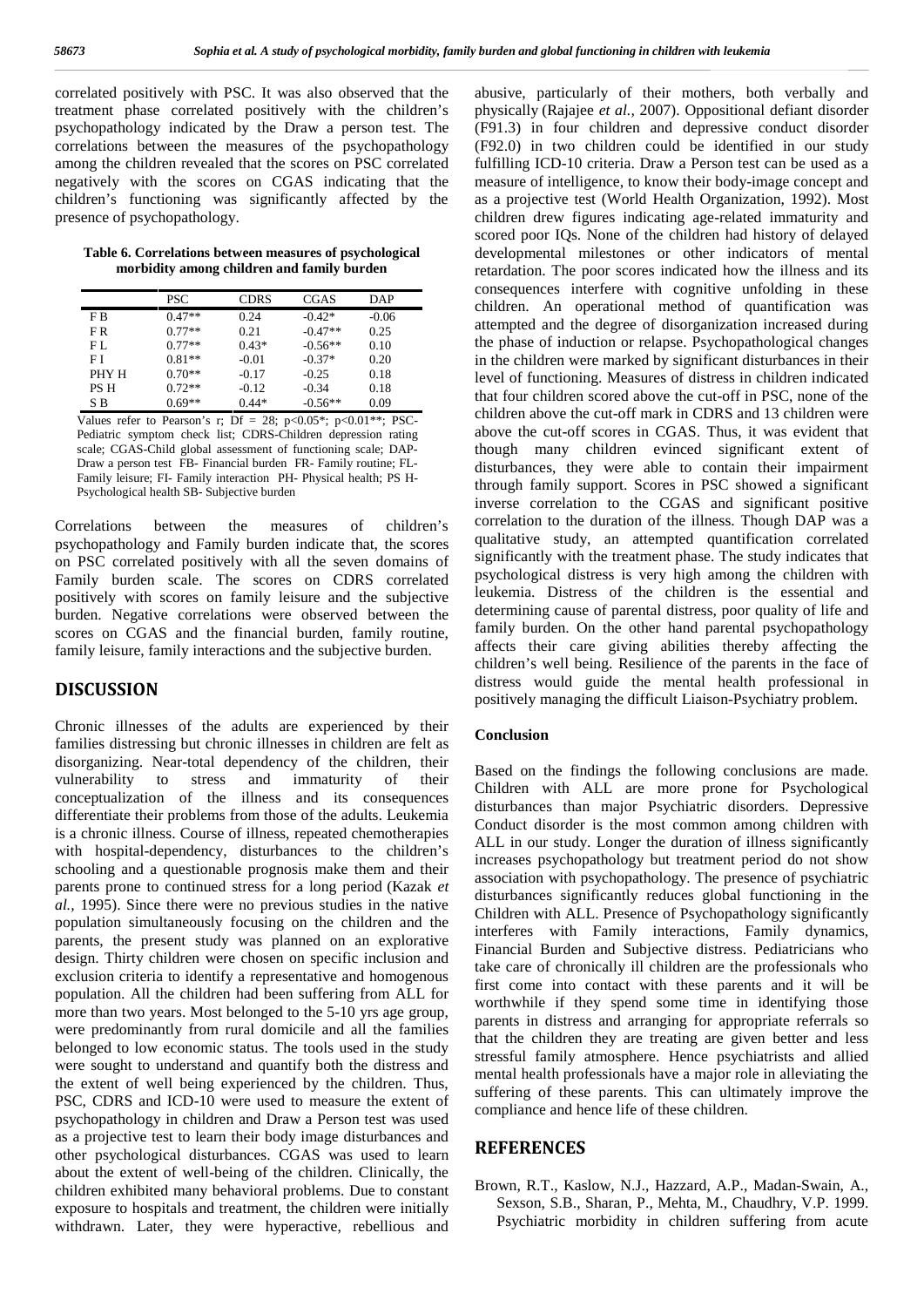correlated positively with PSC. It was also observed that the treatment phase correlated positively with the children's psychopathology indicated by the Draw a person test. The correlations between the measures of the psychopathology among the children revealed that the scores on PSC correlated negatively with the scores on CGAS indicating that the children's functioning was significantly affected by the presence of psychopathology.

**Table 6. Correlations between measures of psychological morbidity among children and family burden**

| | PSC | CDRS | CGAS | DAP |
|---|---|---|---|---|
| F B | 0.47** | 0.24 | -0.42* | -0.06 |
| F R | 0.77** | 0.21 | -0.47** | 0.25 |
| F L | 0.77** | 0.43* | -0.56** | 0.10 |
| F I | 0.81** | -0.01 | -0.37* | 0.20 |
| PHY H | 0.70** | -0.17 | -0.25 | 0.18 |
| PS H | 0.72** | -0.12 | -0.34 | 0.18 |
| S B | 0.69** | 0.44* | -0.56** | 0.09 |

Values refer to Pearson's r; Df = 28; p<0.05*; p<0.01**; PSC- Pediatric symptom check list; CDRS-Children depression rating scale; CGAS-Child global assessment of functioning scale; DAP- Draw a person test FB- Financial burden FR- Family routine; FL- Family leisure; FI- Family interaction PH- Physical health; PS H- Psychological health SB- Subjective burden

Correlations between the measures of children's psychopathology and Family burden indicate that, the scores on PSC correlated positively with all the seven domains of Family burden scale. The scores on CDRS correlated positively with scores on family leisure and the subjective burden. Negative correlations were observed between the scores on CGAS and the financial burden, family routine, family leisure, family interactions and the subjective burden.

## DISCUSSION

Chronic illnesses of the adults are experienced by their families distressing but chronic illnesses in children are felt as disorganizing. Near-total dependency of the children, their vulnerability to stress and immaturity of their conceptualization of the illness and its consequences differentiate their problems from those of the adults. Leukemia is a chronic illness. Course of illness, repeated chemotherapies with hospital-dependency, disturbances to the children's schooling and a questionable prognosis make them and their parents prone to continued stress for a long period (Kazak *et al.,* 1995). Since there were no previous studies in the native population simultaneously focusing on the children and the parents, the present study was planned on an explorative design. Thirty children were chosen on specific inclusion and exclusion criteria to identify a representative and homogenous population. All the children had been suffering from ALL for more than two years. Most belonged to the 5-10 yrs age group, were predominantly from rural domicile and all the families belonged to low economic status. The tools used in the study were sought to understand and quantify both the distress and the extent of well being experienced by the children. Thus, PSC, CDRS and ICD-10 were used to measure the extent of psychopathology in children and Draw a Person test was used as a projective test to learn their body image disturbances and other psychological disturbances. CGAS was used to learn about the extent of well-being of the children. Clinically, the children exhibited many behavioral problems. Due to constant exposure to hospitals and treatment, the children were initially withdrawn. Later, they were hyperactive, rebellious and abusive, particularly of their mothers, both verbally and physically (Rajajee *et al.,* 2007). Oppositional defiant disorder (F91.3) in four children and depressive conduct disorder (F92.0) in two children could be identified in our study fulfilling ICD-10 criteria. Draw a Person test can be used as a measure of intelligence, to know their body-image concept and as a projective test (World Health Organization, 1992). Most children drew figures indicating age-related immaturity and scored poor IQs. None of the children had history of delayed developmental milestones or other indicators of mental retardation. The poor scores indicated how the illness and its consequences interfere with cognitive unfolding in these children. An operational method of quantification was attempted and the degree of disorganization increased during the phase of induction or relapse. Psychopathological changes in the children were marked by significant disturbances in their level of functioning. Measures of distress in children indicated that four children scored above the cut-off in PSC, none of the children above the cut-off mark in CDRS and 13 children were above the cut-off scores in CGAS. Thus, it was evident that though many children evinced significant extent of disturbances, they were able to contain their impairment through family support. Scores in PSC showed a significant inverse correlation to the CGAS and significant positive correlation to the duration of the illness. Though DAP was a qualitative study, an attempted quantification correlated significantly with the treatment phase. The study indicates that psychological distress is very high among the children with leukemia. Distress of the children is the essential and determining cause of parental distress, poor quality of life and family burden. On the other hand parental psychopathology affects their care giving abilities thereby affecting the children's well being. Resilience of the parents in the face of distress would guide the mental health professional in positively managing the difficult Liaison-Psychiatry problem.

### Conclusion

Based on the findings the following conclusions are made. Children with ALL are more prone for Psychological disturbances than major Psychiatric disorders. Depressive Conduct disorder is the most common among children with ALL in our study. Longer the duration of illness significantly increases psychopathology but treatment period do not show association with psychopathology. The presence of psychiatric disturbances significantly reduces global functioning in the Children with ALL. Presence of Psychopathology significantly interferes with Family interactions, Family dynamics, Financial Burden and Subjective distress. Pediatricians who take care of chronically ill children are the professionals who first come into contact with these parents and it will be worthwhile if they spend some time in identifying those parents in distress and arranging for appropriate referrals so that the children they are treating are given better and less stressful family atmosphere. Hence psychiatrists and allied mental health professionals have a major role in alleviating the suffering of these parents. This can ultimately improve the compliance and hence life of these children.

## REFERENCES

Brown, R.T., Kaslow, N.J., Hazzard, A.P., Madan-Swain, A., Sexson, S.B., Sharan, P., Mehta, M., Chaudhry, V.P. 1999. Psychiatric morbidity in children suffering from acute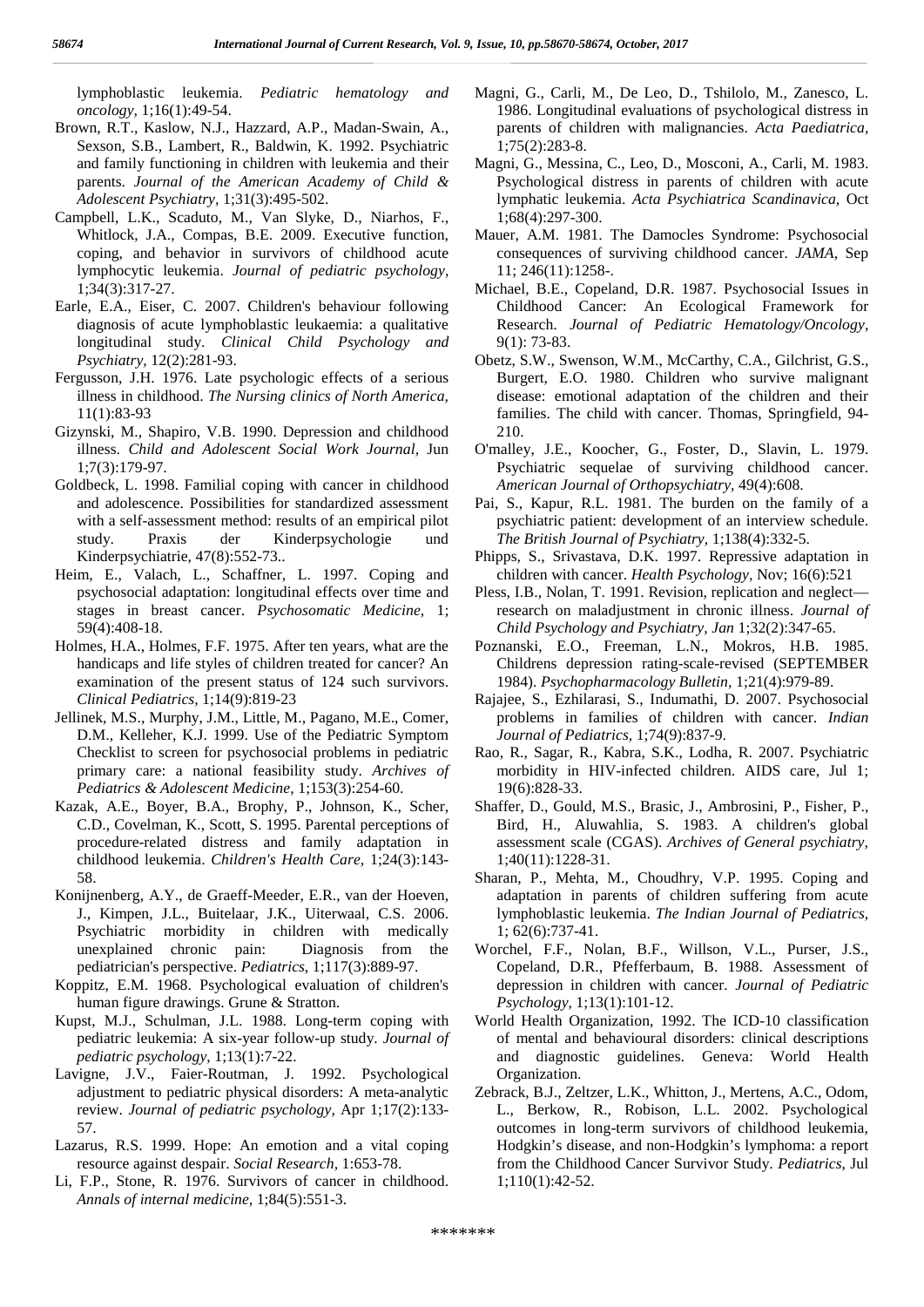lymphoblastic leukemia. *Pediatric hematology and oncology,* 1;16(1):49-54.

Brown, R.T., Kaslow, N.J., Hazzard, A.P., Madan-Swain, A., Sexson, S.B., Lambert, R., Baldwin, K. 1992. Psychiatric and family functioning in children with leukemia and their parents. *Journal of the American Academy of Child & Adolescent Psychiatry,* 1;31(3):495-502.

Campbell, L.K., Scaduto, M., Van Slyke, D., Niarhos, F., Whitlock, J.A., Compas, B.E. 2009. Executive function, coping, and behavior in survivors of childhood acute lymphocytic leukemia. *Journal of pediatric psychology,* 1;34(3):317-27.

Earle, E.A., Eiser, C. 2007. Children's behaviour following diagnosis of acute lymphoblastic leukaemia: a qualitative longitudinal study. *Clinical Child Psychology and Psychiatry,* 12(2):281-93.

Fergusson, J.H. 1976. Late psychologic effects of a serious illness in childhood. *The Nursing clinics of North America,* 11(1):83-93

Gizynski, M., Shapiro, V.B. 1990. Depression and childhood illness. *Child and Adolescent Social Work Journal,* Jun 1;7(3):179-97.

Goldbeck, L. 1998. Familial coping with cancer in childhood and adolescence. Possibilities for standardized assessment with a self-assessment method: results of an empirical pilot study. Praxis der Kinderpsychologie und Kinderpsychiatrie, 47(8):552-73..

Heim, E., Valach, L., Schaffner, L. 1997. Coping and psychosocial adaptation: longitudinal effects over time and stages in breast cancer. *Psychosomatic Medicine,* 1; 59(4):408-18.

Holmes, H.A., Holmes, F.F. 1975. After ten years, what are the handicaps and life styles of children treated for cancer? An examination of the present status of 124 such survivors. *Clinical Pediatrics,* 1;14(9):819-23

Jellinek, M.S., Murphy, J.M., Little, M., Pagano, M.E., Comer, D.M., Kelleher, K.J. 1999. Use of the Pediatric Symptom Checklist to screen for psychosocial problems in pediatric primary care: a national feasibility study. *Archives of Pediatrics & Adolescent Medicine,* 1;153(3):254-60.

Kazak, A.E., Boyer, B.A., Brophy, P., Johnson, K., Scher, C.D., Covelman, K., Scott, S. 1995. Parental perceptions of procedure-related distress and family adaptation in childhood leukemia. *Children's Health Care,* 1;24(3):143-58.

Konijnenberg, A.Y., de Graeff-Meeder, E.R., van der Hoeven, J., Kimpen, J.L., Buitelaar, J.K., Uiterwaal, C.S. 2006. Psychiatric morbidity in children with medically unexplained chronic pain: Diagnosis from the pediatrician's perspective. *Pediatrics,* 1;117(3):889-97.

Koppitz, E.M. 1968. Psychological evaluation of children's human figure drawings. Grune & Stratton.

Kupst, M.J., Schulman, J.L. 1988. Long-term coping with pediatric leukemia: A six-year follow-up study. *Journal of pediatric psychology,* 1;13(1):7-22.

Lavigne, J.V., Faier-Routman, J. 1992. Psychological adjustment to pediatric physical disorders: A meta-analytic review. *Journal of pediatric psychology,* Apr 1;17(2):133-57.

Lazarus, R.S. 1999. Hope: An emotion and a vital coping resource against despair. *Social Research,* 1:653-78.

Li, F.P., Stone, R. 1976. Survivors of cancer in childhood. *Annals of internal medicine,* 1;84(5):551-3.

Magni, G., Carli, M., De Leo, D., Tshilolo, M., Zanesco, L. 1986. Longitudinal evaluations of psychological distress in parents of children with malignancies. *Acta Paediatrica,* 1;75(2):283-8.

Magni, G., Messina, C., Leo, D., Mosconi, A., Carli, M. 1983. Psychological distress in parents of children with acute lymphatic leukemia. *Acta Psychiatrica Scandinavica,* Oct 1;68(4):297-300.

Mauer, A.M. 1981. The Damocles Syndrome: Psychosocial consequences of surviving childhood cancer. *JAMA,* Sep 11; 246(11):1258-.

Michael, B.E., Copeland, D.R. 1987. Psychosocial Issues in Childhood Cancer: An Ecological Framework for Research. *Journal of Pediatric Hematology/Oncology,* 9(1): 73-83.

Obetz, S.W., Swenson, W.M., McCarthy, C.A., Gilchrist, G.S., Burgert, E.O. 1980. Children who survive malignant disease: emotional adaptation of the children and their families. The child with cancer. Thomas, Springfield, 94-210.

O'malley, J.E., Koocher, G., Foster, D., Slavin, L. 1979. Psychiatric sequelae of surviving childhood cancer. *American Journal of Orthopsychiatry,* 49(4):608.

Pai, S., Kapur, R.L. 1981. The burden on the family of a psychiatric patient: development of an interview schedule. *The British Journal of Psychiatry,* 1;138(4):332-5.

Phipps, S., Srivastava, D.K. 1997. Repressive adaptation in children with cancer. *Health Psychology,* Nov; 16(6):521

Pless, I.B., Nolan, T. 1991. Revision, replication and neglect—research on maladjustment in chronic illness. *Journal of Child Psychology and Psychiatry, Jan* 1;32(2):347-65.

Poznanski, E.O., Freeman, L.N., Mokros, H.B. 1985. Childrens depression rating-scale-revised (SEPTEMBER 1984). *Psychopharmacology Bulletin,* 1;21(4):979-89.

Rajajee, S., Ezhilarasi, S., Indumathi, D. 2007. Psychosocial problems in families of children with cancer. *Indian Journal of Pediatrics,* 1;74(9):837-9.

Rao, R., Sagar, R., Kabra, S.K., Lodha, R. 2007. Psychiatric morbidity in HIV-infected children. AIDS care, Jul 1; 19(6):828-33.

Shaffer, D., Gould, M.S., Brasic, J., Ambrosini, P., Fisher, P., Bird, H., Aluwahlia, S. 1983. A children's global assessment scale (CGAS). *Archives of General psychiatry,* 1;40(11):1228-31.

Sharan, P., Mehta, M., Choudhry, V.P. 1995. Coping and adaptation in parents of children suffering from acute lymphoblastic leukemia. *The Indian Journal of Pediatrics,* 1; 62(6):737-41.

Worchel, F.F., Nolan, B.F., Willson, V.L., Purser, J.S., Copeland, D.R., Pfefferbaum, B. 1988. Assessment of depression in children with cancer. *Journal of Pediatric Psychology,* 1;13(1):101-12.

World Health Organization, 1992. The ICD-10 classification of mental and behavioural disorders: clinical descriptions and diagnostic guidelines. Geneva: World Health Organization.

Zebrack, B.J., Zeltzer, L.K., Whitton, J., Mertens, A.C., Odom, L., Berkow, R., Robison, L.L. 2002. Psychological outcomes in long-term survivors of childhood leukemia, Hodgkin's disease, and non-Hodgkin's lymphoma: a report from the Childhood Cancer Survivor Study. *Pediatrics,* Jul 1;110(1):42-52.

*******